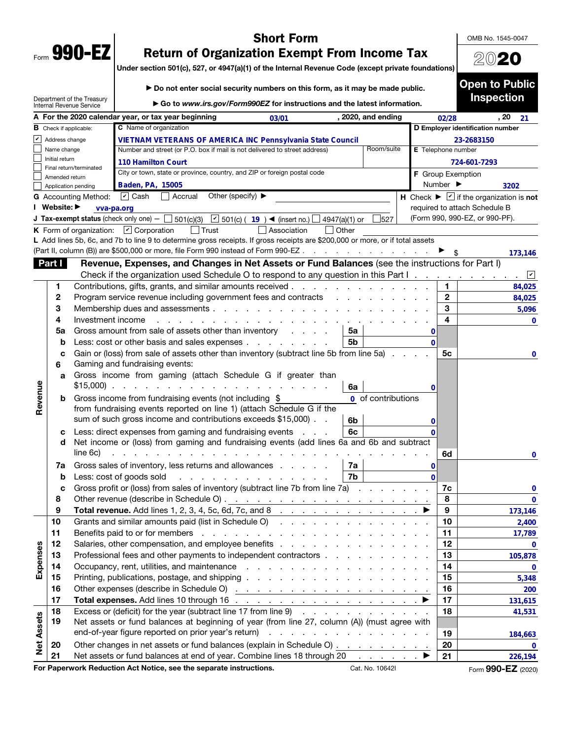Form **990-EZ**

# Short Form
# Return of Organization Exempt From Income Tax

Under section 501(c), 527, or 4947(a)(1) of the Internal Revenue Code (except private foundations)

▶ Do not enter social security numbers on this form, as it may be made public.

▶ Go to *www.irs.gov/Form990EZ* for instructions and the latest information.

Department of the Treasury
Internal Revenue Service

OMB No. 1545-0047

**2020**

**Open to Public Inspection**

**A** For the 2020 calendar year, or tax year beginning 03/01, 2020, and ending 02/28, 20 21

**B** Check if applicable:
- ☑ Address change
- ☐ Name change
- ☐ Initial return
- ☐ Final return/terminated
- ☐ Amended return
- ☐ Application pending

**C** Name of organization: VIETNAM VETERANS OF AMERICA INC Pennsylvania State Council

Number and street (or P.O. box if mail is not delivered to street address): 110 Hamilton Court | Room/suite:

City or town, state or province, country, and ZIP or foreign postal code: Baden, PA, 15005

**D** Employer identification number: 23-2683150

**E** Telephone number: 724-601-7293

**F** Group Exemption Number ▶ 3202

**G** Accounting Method: ☑ Cash ☐ Accrual Other (specify) ▶

**H** Check ▶ ☑ if the organization is **not** required to attach Schedule B (Form 990, 990-EZ, or 990-PF).

**I** Website: ▶ vva-pa.org

**J** Tax-exempt status (check only one) — ☐ 501(c)(3) ☑ 501(c) ( 19 ) ◀ (insert no.) ☐ 4947(a)(1) or ☐ 527

**K** Form of organization: ☑ Corporation ☐ Trust ☐ Association ☐ Other

**L** Add lines 5b, 6c, and 7b to line 9 to determine gross receipts. If gross receipts are $200,000 or more, or if total assets (Part II, column (B)) are $500,000 or more, file Form 990 instead of Form 990-EZ ▶ $ 173,146

## Part I Revenue, Expenses, and Changes in Net Assets or Fund Balances (see the instructions for Part I)

Check if the organization used Schedule O to respond to any question in this Part I ☑

| | Line | Description | | | | Line | Amount |
|---|---|---|---|---|---|---|---|
| Revenue | 1 | Contributions, gifts, grants, and similar amounts received | | | | 1 | 84,025 |
| | 2 | Program service revenue including government fees and contracts | | | | 2 | 84,025 |
| | 3 | Membership dues and assessments | | | | 3 | 5,096 |
| | 4 | Investment income | | | | 4 | 0 |
| | 5a | Gross amount from sale of assets other than inventory | 5a | 0 | | | |
| | b | Less: cost or other basis and sales expenses | 5b | 0 | | | |
| | c | Gain or (loss) from sale of assets other than inventory (subtract line 5b from line 5a) | | | | 5c | 0 |
| | 6 | Gaming and fundraising events: | | | | | |
| | a | Gross income from gaming (attach Schedule G if greater than $15,000) | 6a | 0 | | | |
| | b | Gross income from fundraising events (not including $ 0 of contributions from fundraising events reported on line 1) (attach Schedule G if the sum of such gross income and contributions exceeds $15,000) | 6b | 0 | | | |
| | c | Less: direct expenses from gaming and fundraising events | 6c | 0 | | | |
| | d | Net income or (loss) from gaming and fundraising events (add lines 6a and 6b and subtract line 6c) | | | | 6d | 0 |
| | 7a | Gross sales of inventory, less returns and allowances | 7a | 0 | | | |
| | b | Less: cost of goods sold | 7b | 0 | | | |
| | c | Gross profit or (loss) from sales of inventory (subtract line 7b from line 7a) | | | | 7c | 0 |
| | 8 | Other revenue (describe in Schedule O) | | | | 8 | 0 |
| | 9 | **Total revenue.** Add lines 1, 2, 3, 4, 5c, 6d, 7c, and 8 ▶ | | | | 9 | 173,146 |
| Expenses | 10 | Grants and similar amounts paid (list in Schedule O) | | | | 10 | 2,400 |
| | 11 | Benefits paid to or for members | | | | 11 | 17,789 |
| | 12 | Salaries, other compensation, and employee benefits | | | | 12 | 0 |
| | 13 | Professional fees and other payments to independent contractors | | | | 13 | 105,878 |
| | 14 | Occupancy, rent, utilities, and maintenance | | | | 14 | 0 |
| | 15 | Printing, publications, postage, and shipping | | | | 15 | 5,348 |
| | 16 | Other expenses (describe in Schedule O) | | | | 16 | 200 |
| | 17 | **Total expenses.** Add lines 10 through 16 ▶ | | | | 17 | 131,615 |
| Net Assets | 18 | Excess or (deficit) for the year (subtract line 17 from line 9) | | | | 18 | 41,531 |
| | 19 | Net assets or fund balances at beginning of year (from line 27, column (A)) (must agree with end-of-year figure reported on prior year's return) | | | | 19 | 184,663 |
| | 20 | Other changes in net assets or fund balances (explain in Schedule O) | | | | 20 | 0 |
| | 21 | Net assets or fund balances at end of year. Combine lines 18 through 20 ▶ | | | | 21 | 226,194 |

**For Paperwork Reduction Act Notice, see the separate instructions.** Cat. No. 10642I Form **990-EZ** (2020)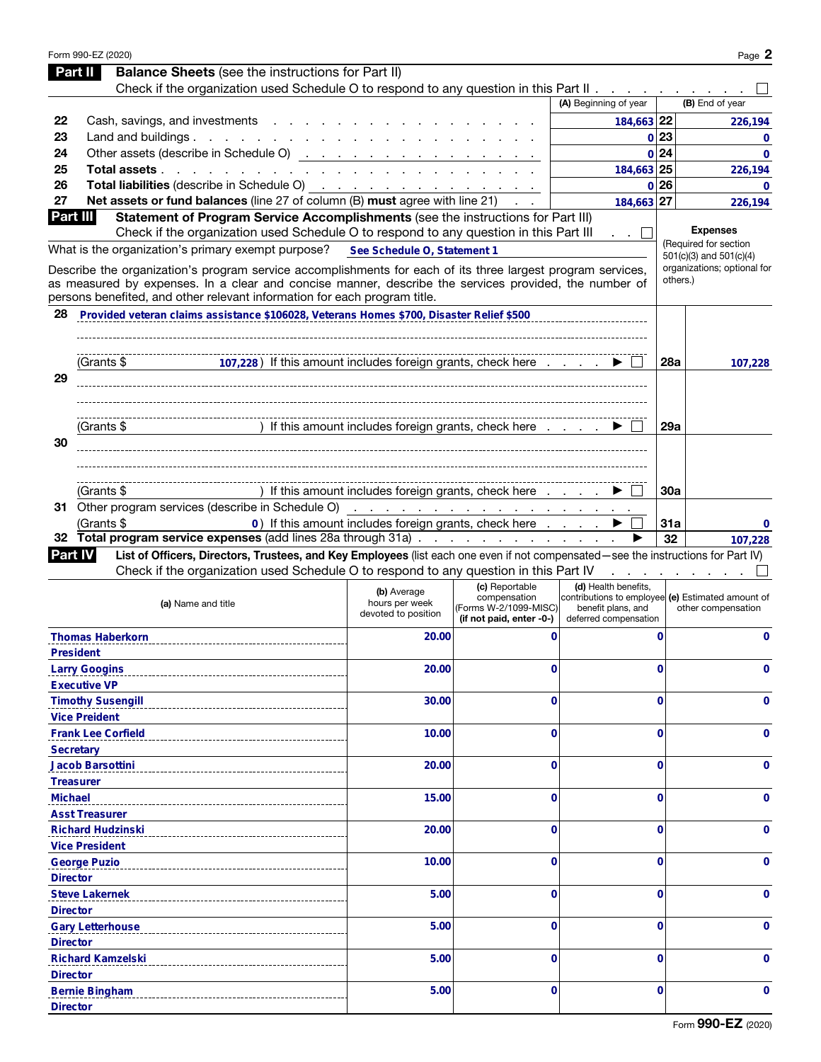Form 990-EZ (2020)

## Part II Balance Sheets (see the instructions for Part II)

Check if the organization used Schedule O to respond to any question in this Part II . . . . . . . . . . . ☐

| | | (A) Beginning of year | | (B) End of year |
|---|---|---|---|---|
| 22 | Cash, savings, and investments | 184,663 | 22 | 226,194 |
| 23 | Land and buildings | 0 | 23 | 0 |
| 24 | Other assets (describe in Schedule O) | 0 | 24 | 0 |
| 25 | **Total assets** | 184,663 | 25 | 226,194 |
| 26 | **Total liabilities** (describe in Schedule O) | 0 | 26 | 0 |
| 27 | **Net assets or fund balances** (line 27 of column (B) **must** agree with line 21) | 184,663 | 27 | 226,194 |

## Part III Statement of Program Service Accomplishments (see the instructions for Part III)

Check if the organization used Schedule O to respond to any question in this Part III . . ☐

**Expenses** (Required for section 501(c)(3) and 501(c)(4) organizations; optional for others.)

What is the organization's primary exempt purpose? See Schedule O, Statement 1

Describe the organization's program service accomplishments for each of its three largest program services, as measured by expenses. In a clear and concise manner, describe the services provided, the number of persons benefited, and other relevant information for each program title.

| | | | |
|---|---|---|---|
| 28 | Provided veteran claims assistance $106028, Veterans Homes $700, Disaster Relief $500<br>(Grants $ 107,228 ) If this amount includes foreign grants, check here . . . . ▶ ☐ | 28a | 107,228 |
| 29 | <br>(Grants $ ) If this amount includes foreign grants, check here . . . . ▶ ☐ | 29a | |
| 30 | <br>(Grants $ ) If this amount includes foreign grants, check here . . . . ▶ ☐ | 30a | |
| 31 | Other program services (describe in Schedule O)<br>(Grants $ 0 ) If this amount includes foreign grants, check here . . . . ▶ ☐ | 31a | 0 |
| 32 | **Total program service expenses** (add lines 28a through 31a) . . . ▶ | 32 | 107,228 |

## Part IV List of Officers, Directors, Trustees, and Key Employees (list each one even if not compensated—see the instructions for Part IV)

Check if the organization used Schedule O to respond to any question in this Part IV . . . . . . . . ☐

| (a) Name and title | (b) Average hours per week devoted to position | (c) Reportable compensation (Forms W-2/1099-MISC) (if not paid, enter -0-) | (d) Health benefits, contributions to employee benefit plans, and deferred compensation | (e) Estimated amount of other compensation |
|---|---|---|---|---|
| Thomas Haberkorn<br>President | 20.00 | 0 | 0 | 0 |
| Larry Googins<br>Executive VP | 20.00 | 0 | 0 | 0 |
| Timothy Susengill<br>Vice President | 30.00 | 0 | 0 | 0 |
| Frank Lee Corfield<br>Secretary | 10.00 | 0 | 0 | 0 |
| Jacob Barsottini<br>Treasurer | 20.00 | 0 | 0 | 0 |
| Michael<br>Asst Treasurer | 15.00 | 0 | 0 | 0 |
| Richard Hudzinski<br>Vice President | 20.00 | 0 | 0 | 0 |
| George Puzio<br>Director | 10.00 | 0 | 0 | 0 |
| Steve Lakernek<br>Director | 5.00 | 0 | 0 | 0 |
| Gary Letterhouse<br>Director | 5.00 | 0 | 0 | 0 |
| Richard Kamzelski<br>Director | 5.00 | 0 | 0 | 0 |
| Bernie Bingham<br>Director | 5.00 | 0 | 0 | 0 |

Form **990-EZ** (2020)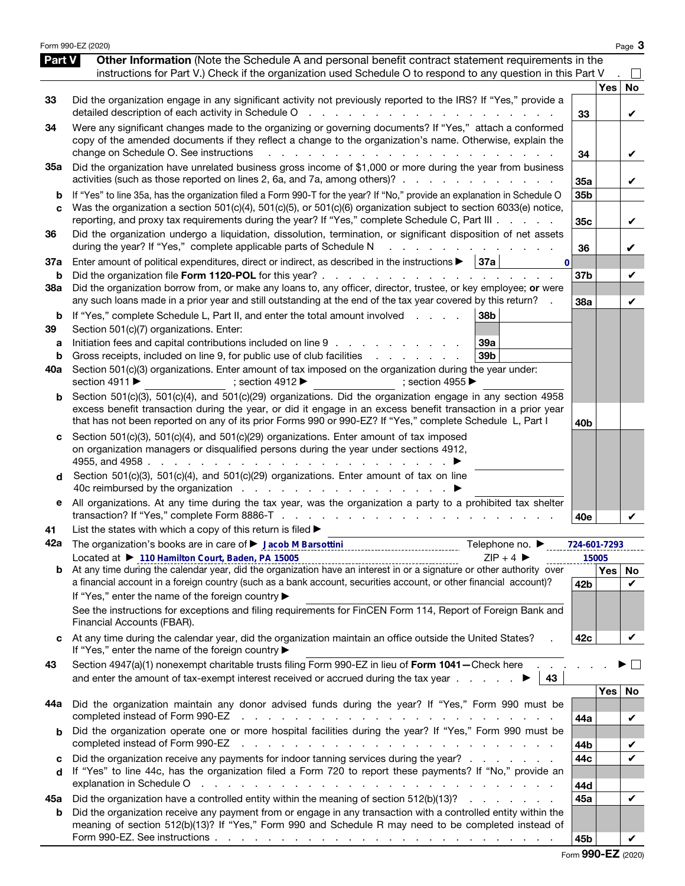Form 990-EZ (2020) Page 3

## Part V Other Information

**Other Information** (Note the Schedule A and personal benefit contract statement requirements in the instructions for Part V.) Check if the organization used Schedule O to respond to any question in this Part V . ☐

| | | | Yes | No |
|---|---|---|---|---|
| 33 | Did the organization engage in any significant activity not previously reported to the IRS? If "Yes," provide a detailed description of each activity in Schedule O | 33 | | ✔ |
| 34 | Were any significant changes made to the organizing or governing documents? If "Yes," attach a conformed copy of the amended documents if they reflect a change to the organization's name. Otherwise, explain the change on Schedule O. See instructions | 34 | | ✔ |
| 35a | Did the organization have unrelated business gross income of $1,000 or more during the year from business activities (such as those reported on lines 2, 6a, and 7a, among others)? | 35a | | ✔ |
| b | If "Yes" to line 35a, has the organization filed a Form 990-T for the year? If "No," provide an explanation in Schedule O | 35b | | |
| c | Was the organization a section 501(c)(4), 501(c)(5), or 501(c)(6) organization subject to section 6033(e) notice, reporting, and proxy tax requirements during the year? If "Yes," complete Schedule C, Part III | 35c | | ✔ |
| 36 | Did the organization undergo a liquidation, dissolution, termination, or significant disposition of net assets during the year? If "Yes," complete applicable parts of Schedule N | 36 | | ✔ |
| 37a | Enter amount of political expenditures, direct or indirect, as described in the instructions ▶ 37a 0 | | | |
| b | Did the organization file **Form 1120-POL** for this year? | 37b | | ✔ |
| 38a | Did the organization borrow from, or make any loans to, any officer, director, trustee, or key employee; **or** were any such loans made in a prior year and still outstanding at the end of the tax year covered by this return? | 38a | | ✔ |
| b | If "Yes," complete Schedule L, Part II, and enter the total amount involved ... 38b | | | |
| 39 | Section 501(c)(7) organizations. Enter: | | | |
| a | Initiation fees and capital contributions included on line 9 ... 39a | | | |
| b | Gross receipts, included on line 9, for public use of club facilities ... 39b | | | |
| 40a | Section 501(c)(3) organizations. Enter amount of tax imposed on the organization during the year under: section 4911 ▶ ; section 4912 ▶ ; section 4955 ▶ | | | |
| b | Section 501(c)(3), 501(c)(4), and 501(c)(29) organizations. Did the organization engage in any section 4958 excess benefit transaction during the year, or did it engage in an excess benefit transaction in a prior year that has not been reported on any of its prior Forms 990 or 990-EZ? If "Yes," complete Schedule L, Part I | 40b | | |
| c | Section 501(c)(3), 501(c)(4), and 501(c)(29) organizations. Enter amount of tax imposed on organization managers or disqualified persons during the year under sections 4912, 4955, and 4958 ▶ | | | |
| d | Section 501(c)(3), 501(c)(4), and 501(c)(29) organizations. Enter amount of tax on line 40c reimbursed by the organization ▶ | | | |
| e | All organizations. At any time during the tax year, was the organization a party to a prohibited tax shelter transaction? If "Yes," complete Form 8886-T | 40e | | ✔ |

41 List the states with which a copy of this return is filed ▶

42a The organization's books are in care of ▶ Jacob M Barsottini    Telephone no. ▶ 724-601-7293

Located at ▶ 110 Hamilton Court, Baden, PA 15005    ZIP + 4 ▶ 15005

| | | | Yes | No |
|---|---|---|---|---|
| b | At any time during the calendar year, did the organization have an interest in or a signature or other authority over a financial account in a foreign country (such as a bank account, securities account, or other financial account)? If "Yes," enter the name of the foreign country ▶ See the instructions for exceptions and filing requirements for FinCEN Form 114, Report of Foreign Bank and Financial Accounts (FBAR). | 42b | | ✔ |
| c | At any time during the calendar year, did the organization maintain an office outside the United States? If "Yes," enter the name of the foreign country ▶ | 42c | | ✔ |

43 Section 4947(a)(1) nonexempt charitable trusts filing Form 990-EZ in lieu of **Form 1041—**Check here ▶ ☐ and enter the amount of tax-exempt interest received or accrued during the tax year ▶ 43

| | | | Yes | No |
|---|---|---|---|---|
| 44a | Did the organization maintain any donor advised funds during the year? If "Yes," Form 990 must be completed instead of Form 990-EZ | 44a | | ✔ |
| b | Did the organization operate one or more hospital facilities during the year? If "Yes," Form 990 must be completed instead of Form 990-EZ | 44b | | ✔ |
| c | Did the organization receive any payments for indoor tanning services during the year? | 44c | | ✔ |
| d | If "Yes" to line 44c, has the organization filed a Form 720 to report these payments? If "No," provide an explanation in Schedule O | 44d | | |
| 45a | Did the organization have a controlled entity within the meaning of section 512(b)(13)? | 45a | | ✔ |
| b | Did the organization receive any payment from or engage in any transaction with a controlled entity within the meaning of section 512(b)(13)? If "Yes," Form 990 and Schedule R may need to be completed instead of Form 990-EZ. See instructions | 45b | | ✔ |

Form **990-EZ** (2020)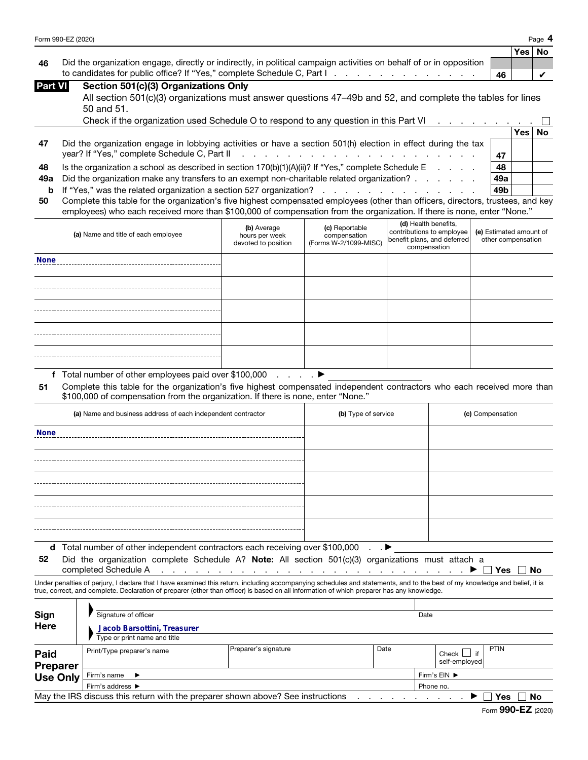| | | Yes | No |
|---|---|---|---|
| **46** Did the organization engage, directly or indirectly, in political campaign activities on behalf of or in opposition to candidates for public office? If "Yes," complete Schedule C, Part I | 46 | | ✔ |

## Part VI Section 501(c)(3) Organizations Only

All section 501(c)(3) organizations must answer questions 47–49b and 52, and complete the tables for lines 50 and 51.

Check if the organization used Schedule O to respond to any question in this Part VI ☐

| | | Yes | No |
|---|---|---|---|
| **47** Did the organization engage in lobbying activities or have a section 501(h) election in effect during the tax year? If "Yes," complete Schedule C, Part II | 47 | | |
| **48** Is the organization a school as described in section 170(b)(1)(A)(ii)? If "Yes," complete Schedule E | 48 | | |
| **49a** Did the organization make any transfers to an exempt non-charitable related organization? | 49a | | |
| **b** If "Yes," was the related organization a section 527 organization? | 49b | | |

**50** Complete this table for the organization's five highest compensated employees (other than officers, directors, trustees, and key employees) who each received more than $100,000 of compensation from the organization. If there is none, enter "None."

| (a) Name and title of each employee | (b) Average hours per week devoted to position | (c) Reportable compensation (Forms W-2/1099-MISC) | (d) Health benefits, contributions to employee benefit plans, and deferred compensation | (e) Estimated amount of other compensation |
|---|---|---|---|---|
| None | | | | |
| | | | | |
| | | | | |
| | | | | |
| | | | | |

**f** Total number of other employees paid over $100,000 ▶

**51** Complete this table for the organization's five highest compensated independent contractors who each received more than $100,000 of compensation from the organization. If there is none, enter "None."

| (a) Name and business address of each independent contractor | (b) Type of service | (c) Compensation |
|---|---|---|
| None | | |
| | | |
| | | |
| | | |
| | | |

**d** Total number of other independent contractors each receiving over $100,000 ▶

**52** Did the organization complete Schedule A? **Note:** All section 501(c)(3) organizations must attach a completed Schedule A ▶ ☐ Yes ☐ No

Under penalties of perjury, I declare that I have examined this return, including accompanying schedules and statements, and to the best of my knowledge and belief, it is true, correct, and complete. Declaration of preparer (other than officer) is based on all information of which preparer has any knowledge.

**Sign Here**

Signature of officer | Date

Jacob Barsottini, Treasurer

Type or print name and title

**Paid Preparer Use Only**

| Print/Type preparer's name | Preparer's signature | Date | Check ☐ if self-employed | PTIN |
|---|---|---|---|---|
| Firm's name ▶ | | | Firm's EIN ▶ | |
| Firm's address ▶ | | | Phone no. | |

May the IRS discuss this return with the preparer shown above? See instructions ▶ ☐ Yes ☐ No

Form **990-EZ** (2020)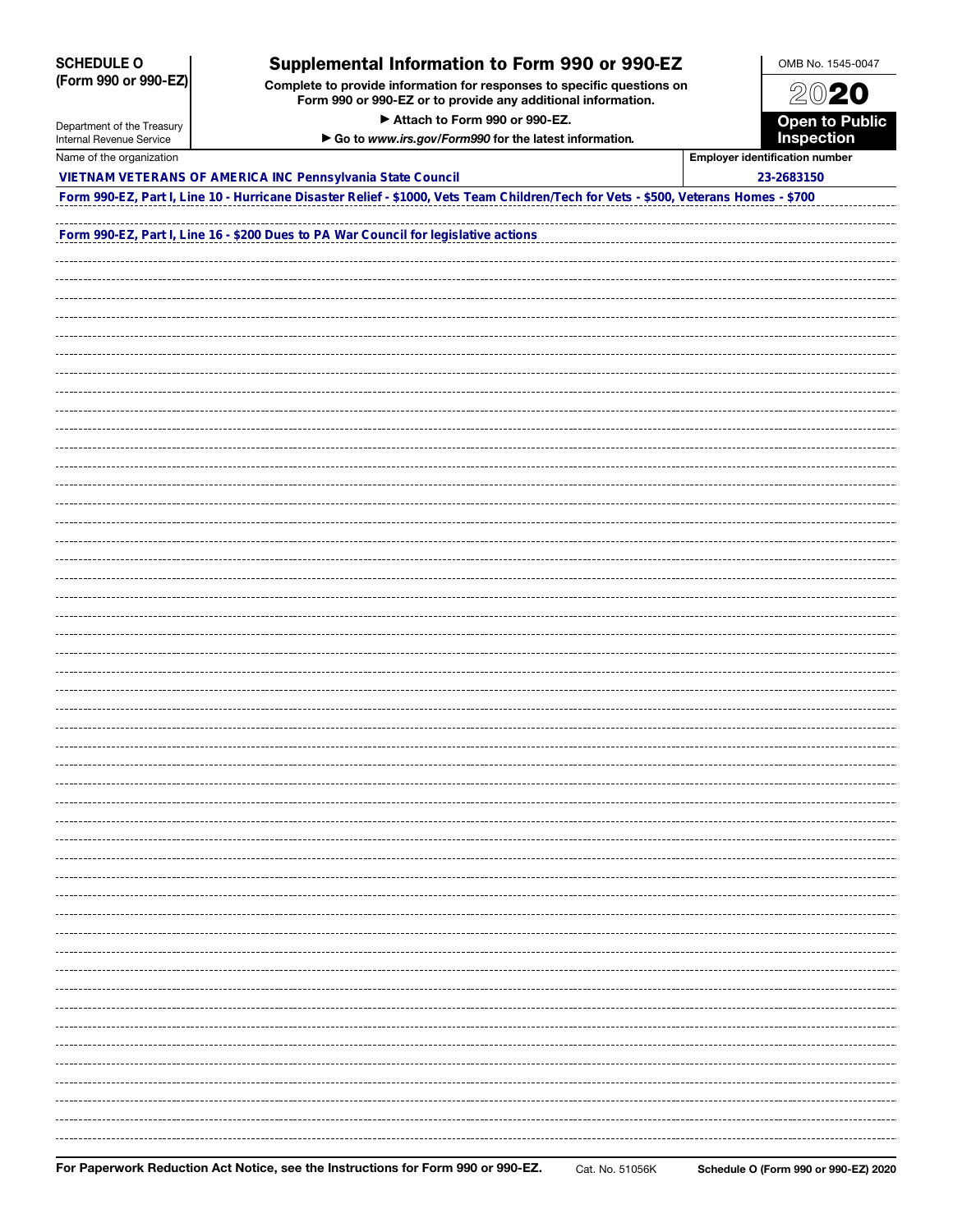**SCHEDULE O (Form 990 or 990-EZ)**

Department of the Treasury
Internal Revenue Service

# Supplemental Information to Form 990 or 990-EZ

**Complete to provide information for responses to specific questions on Form 990 or 990-EZ or to provide any additional information.**

**▶ Attach to Form 990 or 990-EZ.**

**▶ Go to *www.irs.gov/Form990* for the latest information.**

OMB No. 1545-0047

**2020**

**Open to Public Inspection**

| Name of the organization | Employer identification number |
|---|---|
| VIETNAM VETERANS OF AMERICA INC Pennsylvania State Council | 23-2683150 |

Form 990-EZ, Part I, Line 10 - Hurricane Disaster Relief - $1000, Vets Team Children/Tech for Vets - $500, Veterans Homes - $700

Form 990-EZ, Part I, Line 16 - $200 Dues to PA War Council for legislative actions

**For Paperwork Reduction Act Notice, see the Instructions for Form 990 or 990-EZ.** Cat. No. 51056K **Schedule O (Form 990 or 990-EZ) 2020**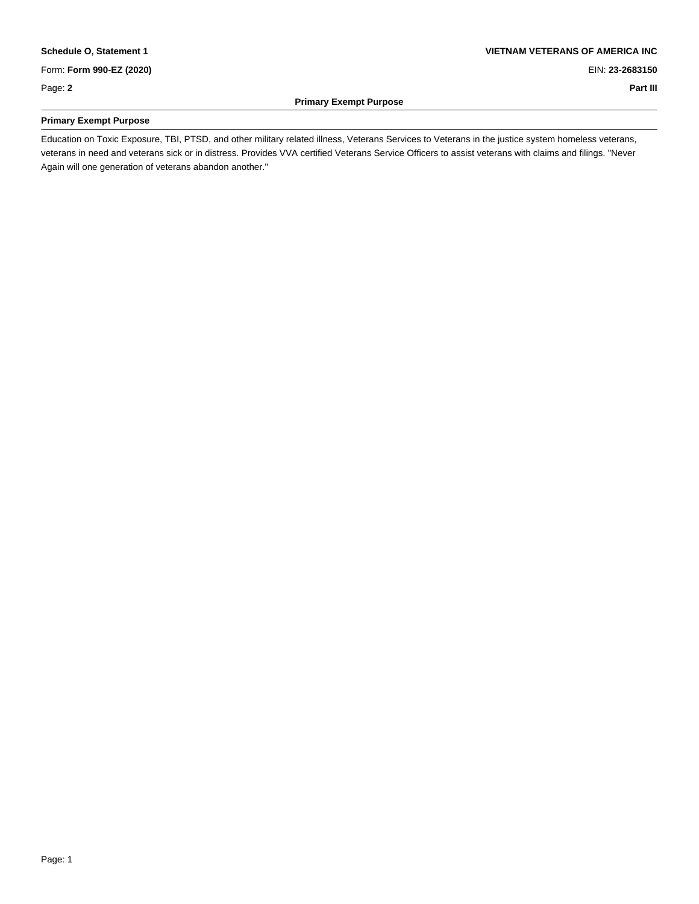**Schedule O, Statement 1** | **VIETNAM VETERANS OF AMERICA INC**

Form: **Form 990-EZ (2020)** | EIN: **23-2683150**

Page: **2** | **Part III**

**Primary Exempt Purpose**

**Primary Exempt Purpose**

Education on Toxic Exposure, TBI, PTSD, and other military related illness, Veterans Services to Veterans in the justice system homeless veterans, veterans in need and veterans sick or in distress. Provides VVA certified Veterans Service Officers to assist veterans with claims and filings. "Never Again will one generation of veterans abandon another."